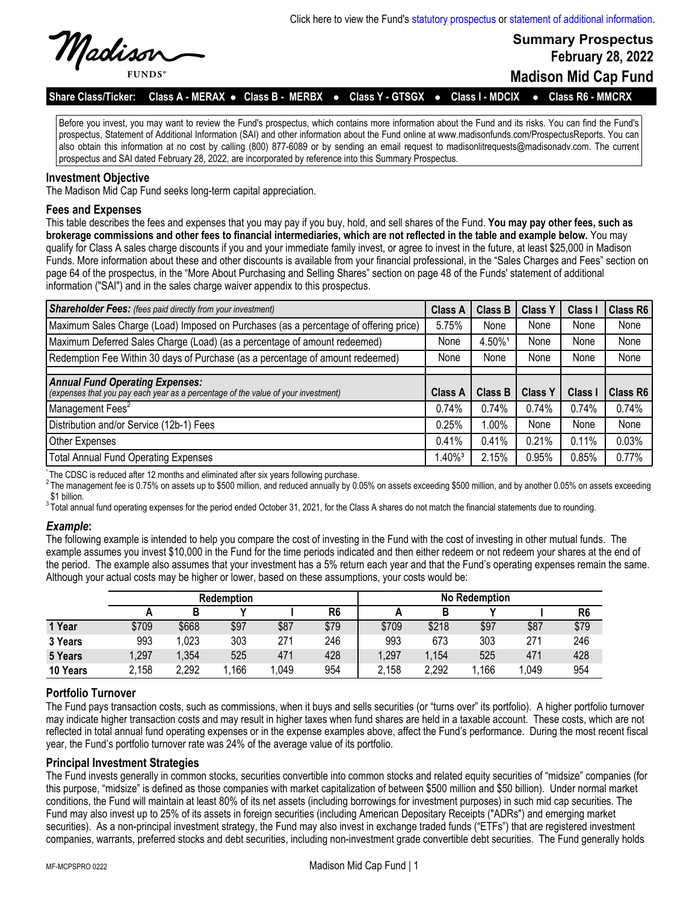Click here to view the Fund's statutory prospectus or statement of additional information.

Madison FUNDS®

# Summary Prospectus
**February 28, 2022**
## Madison Mid Cap Fund

**Share Class/Ticker: Class A - MERAX • Class B - MERBX • Class Y - GTSGX • Class I - MDCIX • Class R6 - MMCRX**

Before you invest, you may want to review the Fund's prospectus, which contains more information about the Fund and its risks. You can find the Fund's prospectus, Statement of Additional Information (SAI) and other information about the Fund online at www.madisonfunds.com/ProspectusReports. You can also obtain this information at no cost by calling (800) 877-6089 or by sending an email request to madisonlitrequests@madisonadv.com. The current prospectus and SAI dated February 28, 2022, are incorporated by reference into this Summary Prospectus.

### Investment Objective

The Madison Mid Cap Fund seeks long-term capital appreciation.

### Fees and Expenses

This table describes the fees and expenses that you may pay if you buy, hold, and sell shares of the Fund. **You may pay other fees, such as brokerage commissions and other fees to financial intermediaries, which are not reflected in the table and example below.** You may qualify for Class A sales charge discounts if you and your immediate family invest, or agree to invest in the future, at least $25,000 in Madison Funds. More information about these and other discounts is available from your financial professional, in the “Sales Charges and Fees” section on page 64 of the prospectus, in the “More About Purchasing and Selling Shares” section on page 48 of the Funds' statement of additional information ("SAI") and in the sales charge waiver appendix to this prospectus.

| ***Shareholder Fees:*** *(fees paid directly from your investment)* | Class A | Class B | Class Y | Class I | Class R6 |
|---|---|---|---|---|---|
| Maximum Sales Charge (Load) Imposed on Purchases (as a percentage of offering price) | 5.75% | None | None | None | None |
| Maximum Deferred Sales Charge (Load) (as a percentage of amount redeemed) | None | 4.50%[1] | None | None | None |
| Redemption Fee Within 30 days of Purchase (as a percentage of amount redeemed) | None | None | None | None | None |
| ***Annual Fund Operating Expenses:*** *(expenses that you pay each year as a percentage of the value of your investment)* | **Class A** | **Class B** | **Class Y** | **Class I** | **Class R6** |
| Management Fees[2] | 0.74% | 0.74% | 0.74% | 0.74% | 0.74% |
| Distribution and/or Service (12b-1) Fees | 0.25% | 1.00% | None | None | None |
| Other Expenses | 0.41% | 0.41% | 0.21% | 0.11% | 0.03% |
| Total Annual Fund Operating Expenses | 1.40%[3] | 2.15% | 0.95% | 0.85% | 0.77% |

[1] The CDSC is reduced after 12 months and eliminated after six years following purchase.
[2] The management fee is 0.75% on assets up to $500 million, and reduced annually by 0.05% on assets exceeding $500 million, and by another 0.05% on assets exceeding $1 billion.
[3] Total annual fund operating expenses for the period ended October 31, 2021, for the Class A shares do not match the financial statements due to rounding.

### *Example*:

The following example is intended to help you compare the cost of investing in the Fund with the cost of investing in other mutual funds. The example assumes you invest $10,000 in the Fund for the time periods indicated and then either redeem or not redeem your shares at the end of the period. The example also assumes that your investment has a 5% return each year and that the Fund’s operating expenses remain the same. Although your actual costs may be higher or lower, based on these assumptions, your costs would be:

| | Redemption | | | | | No Redemption | | | | |
|---|---|---|---|---|---|---|---|---|---|---|
| | **A** | **B** | **Y** | **I** | **R6** | **A** | **B** | **Y** | **I** | **R6** |
| **1 Year** | $709 | $668 | $97 | $87 | $79 | $709 | $218 | $97 | $87 | $79 |
| **3 Years** | 993 | 1,023 | 303 | 271 | 246 | 993 | 673 | 303 | 271 | 246 |
| **5 Years** | 1,297 | 1,354 | 525 | 471 | 428 | 1,297 | 1,154 | 525 | 471 | 428 |
| **10 Years** | 2,158 | 2,292 | 1,166 | 1,049 | 954 | 2,158 | 2,292 | 1,166 | 1,049 | 954 |

### Portfolio Turnover

The Fund pays transaction costs, such as commissions, when it buys and sells securities (or “turns over” its portfolio). A higher portfolio turnover may indicate higher transaction costs and may result in higher taxes when fund shares are held in a taxable account. These costs, which are not reflected in total annual fund operating expenses or in the expense examples above, affect the Fund’s performance. During the most recent fiscal year, the Fund’s portfolio turnover rate was 24% of the average value of its portfolio.

### Principal Investment Strategies

The Fund invests generally in common stocks, securities convertible into common stocks and related equity securities of “midsize” companies (for this purpose, “midsize” is defined as those companies with market capitalization of between $500 million and $50 billion). Under normal market conditions, the Fund will maintain at least 80% of its net assets (including borrowings for investment purposes) in such mid cap securities. The Fund may also invest up to 25% of its assets in foreign securities (including American Depositary Receipts ("ADRs") and emerging market securities). As a non-principal investment strategy, the Fund may also invest in exchange traded funds (“ETFs”) that are registered investment companies, warrants, preferred stocks and debt securities, including non-investment grade convertible debt securities. The Fund generally holds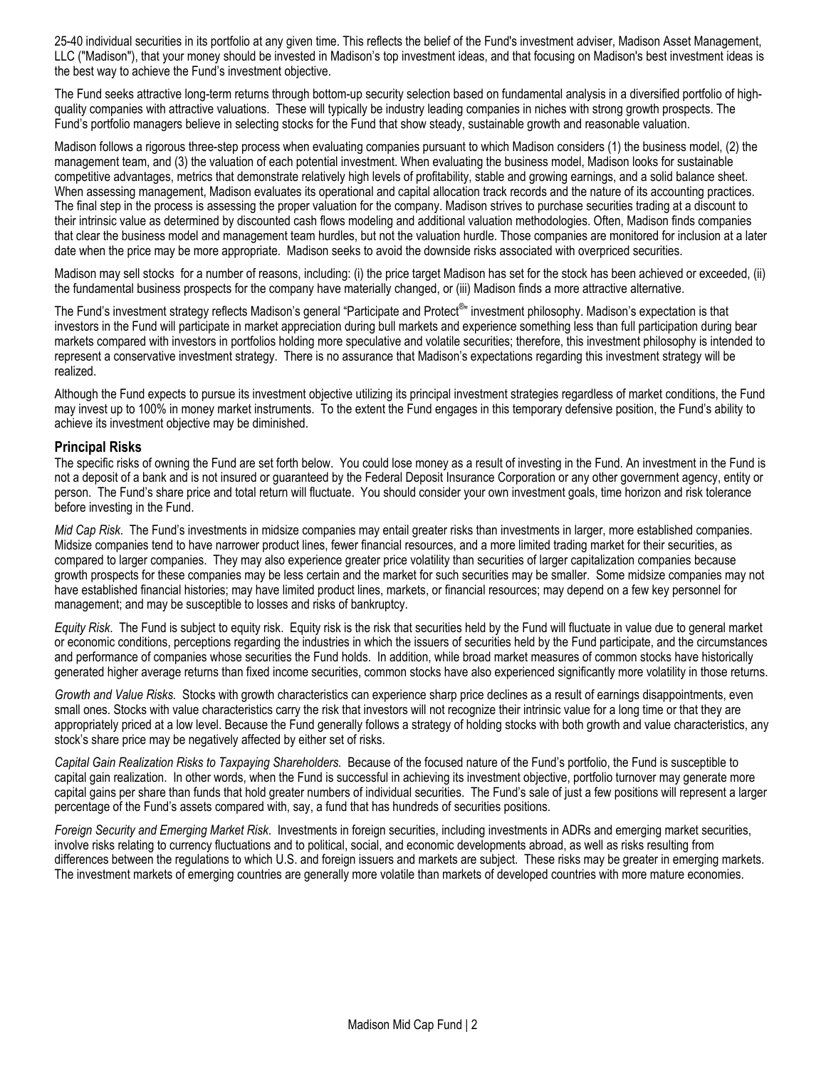25-40 individual securities in its portfolio at any given time. This reflects the belief of the Fund's investment adviser, Madison Asset Management, LLC ("Madison"), that your money should be invested in Madison's top investment ideas, and that focusing on Madison's best investment ideas is the best way to achieve the Fund's investment objective.

The Fund seeks attractive long-term returns through bottom-up security selection based on fundamental analysis in a diversified portfolio of high-quality companies with attractive valuations. These will typically be industry leading companies in niches with strong growth prospects. The Fund's portfolio managers believe in selecting stocks for the Fund that show steady, sustainable growth and reasonable valuation.

Madison follows a rigorous three-step process when evaluating companies pursuant to which Madison considers (1) the business model, (2) the management team, and (3) the valuation of each potential investment. When evaluating the business model, Madison looks for sustainable competitive advantages, metrics that demonstrate relatively high levels of profitability, stable and growing earnings, and a solid balance sheet. When assessing management, Madison evaluates its operational and capital allocation track records and the nature of its accounting practices. The final step in the process is assessing the proper valuation for the company. Madison strives to purchase securities trading at a discount to their intrinsic value as determined by discounted cash flows modeling and additional valuation methodologies. Often, Madison finds companies that clear the business model and management team hurdles, but not the valuation hurdle. Those companies are monitored for inclusion at a later date when the price may be more appropriate. Madison seeks to avoid the downside risks associated with overpriced securities.

Madison may sell stocks for a number of reasons, including: (i) the price target Madison has set for the stock has been achieved or exceeded, (ii) the fundamental business prospects for the company have materially changed, or (iii) Madison finds a more attractive alternative.

The Fund's investment strategy reflects Madison's general "Participate and Protect®" investment philosophy. Madison's expectation is that investors in the Fund will participate in market appreciation during bull markets and experience something less than full participation during bear markets compared with investors in portfolios holding more speculative and volatile securities; therefore, this investment philosophy is intended to represent a conservative investment strategy. There is no assurance that Madison's expectations regarding this investment strategy will be realized.

Although the Fund expects to pursue its investment objective utilizing its principal investment strategies regardless of market conditions, the Fund may invest up to 100% in money market instruments. To the extent the Fund engages in this temporary defensive position, the Fund's ability to achieve its investment objective may be diminished.

## Principal Risks

The specific risks of owning the Fund are set forth below. You could lose money as a result of investing in the Fund. An investment in the Fund is not a deposit of a bank and is not insured or guaranteed by the Federal Deposit Insurance Corporation or any other government agency, entity or person. The Fund's share price and total return will fluctuate. You should consider your own investment goals, time horizon and risk tolerance before investing in the Fund.

*Mid Cap Risk*. The Fund's investments in midsize companies may entail greater risks than investments in larger, more established companies. Midsize companies tend to have narrower product lines, fewer financial resources, and a more limited trading market for their securities, as compared to larger companies. They may also experience greater price volatility than securities of larger capitalization companies because growth prospects for these companies may be less certain and the market for such securities may be smaller. Some midsize companies may not have established financial histories; may have limited product lines, markets, or financial resources; may depend on a few key personnel for management; and may be susceptible to losses and risks of bankruptcy.

*Equity Risk*. The Fund is subject to equity risk. Equity risk is the risk that securities held by the Fund will fluctuate in value due to general market or economic conditions, perceptions regarding the industries in which the issuers of securities held by the Fund participate, and the circumstances and performance of companies whose securities the Fund holds. In addition, while broad market measures of common stocks have historically generated higher average returns than fixed income securities, common stocks have also experienced significantly more volatility in those returns.

*Growth and Value Risks.* Stocks with growth characteristics can experience sharp price declines as a result of earnings disappointments, even small ones. Stocks with value characteristics carry the risk that investors will not recognize their intrinsic value for a long time or that they are appropriately priced at a low level. Because the Fund generally follows a strategy of holding stocks with both growth and value characteristics, any stock's share price may be negatively affected by either set of risks.

*Capital Gain Realization Risks to Taxpaying Shareholders.* Because of the focused nature of the Fund's portfolio, the Fund is susceptible to capital gain realization. In other words, when the Fund is successful in achieving its investment objective, portfolio turnover may generate more capital gains per share than funds that hold greater numbers of individual securities. The Fund's sale of just a few positions will represent a larger percentage of the Fund's assets compared with, say, a fund that has hundreds of securities positions.

*Foreign Security and Emerging Market Risk*. Investments in foreign securities, including investments in ADRs and emerging market securities, involve risks relating to currency fluctuations and to political, social, and economic developments abroad, as well as risks resulting from differences between the regulations to which U.S. and foreign issuers and markets are subject. These risks may be greater in emerging markets. The investment markets of emerging countries are generally more volatile than markets of developed countries with more mature economies.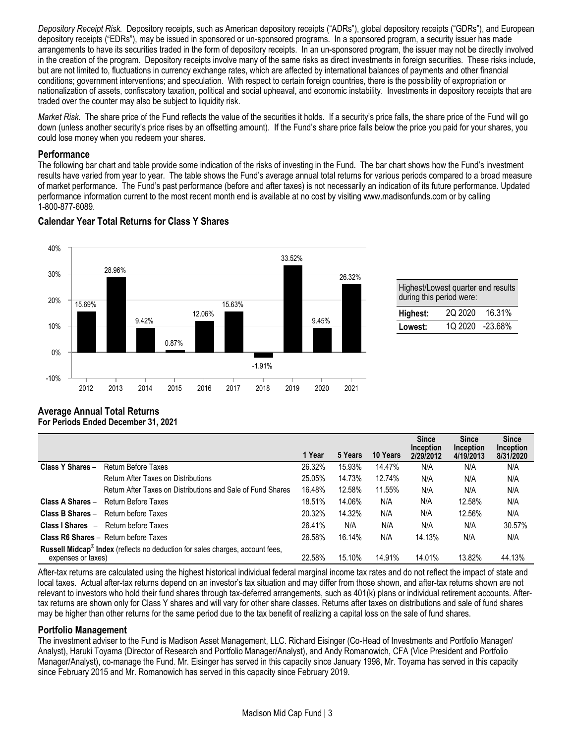*Depository Receipt Risk.* Depository receipts, such as American depository receipts ("ADRs"), global depository receipts ("GDRs"), and European depository receipts ("EDRs"), may be issued in sponsored or un-sponsored programs. In a sponsored program, a security issuer has made arrangements to have its securities traded in the form of depository receipts. In an un-sponsored program, the issuer may not be directly involved in the creation of the program. Depository receipts involve many of the same risks as direct investments in foreign securities. These risks include, but are not limited to, fluctuations in currency exchange rates, which are affected by international balances of payments and other financial conditions; government interventions; and speculation. With respect to certain foreign countries, there is the possibility of expropriation or nationalization of assets, confiscatory taxation, political and social upheaval, and economic instability. Investments in depository receipts that are traded over the counter may also be subject to liquidity risk.

*Market Risk.* The share price of the Fund reflects the value of the securities it holds. If a security's price falls, the share price of the Fund will go down (unless another security's price rises by an offsetting amount). If the Fund's share price falls below the price you paid for your shares, you could lose money when you redeem your shares.

## Performance

The following bar chart and table provide some indication of the risks of investing in the Fund. The bar chart shows how the Fund's investment results have varied from year to year. The table shows the Fund's average annual total returns for various periods compared to a broad measure of market performance. The Fund's past performance (before and after taxes) is not necessarily an indication of its future performance. Updated performance information current to the most recent month end is available at no cost by visiting www.madisonfunds.com or by calling 1-800-877-6089.

### Calendar Year Total Returns for Class Y Shares

| Year | Return |
|---|---|
| 2012 | 15.69% |
| 2013 | 28.96% |
| 2014 | 9.42% |
| 2015 | 0.87% |
| 2016 | 12.06% |
| 2017 | 15.63% |
| 2018 | -1.91% |
| 2019 | 33.52% |
| 2020 | 9.45% |
| 2021 | 26.32% |

| Highest/Lowest quarter end results during this period were: | | |
|---|---|---|
| **Highest:** | 2Q 2020 | 16.31% |
| **Lowest:** | 1Q 2020 | -23.68% |

### Average Annual Total Returns
**For Periods Ended December 31, 2021**

| | | 1 Year | 5 Years | 10 Years | Since Inception 2/29/2012 | Since Inception 4/19/2013 | Since Inception 8/31/2020 |
|---|---|---|---|---|---|---|---|
| **Class Y Shares** – | Return Before Taxes | 26.32% | 15.93% | 14.47% | N/A | N/A | N/A |
| | Return After Taxes on Distributions | 25.05% | 14.73% | 12.74% | N/A | N/A | N/A |
| | Return After Taxes on Distributions and Sale of Fund Shares | 16.48% | 12.58% | 11.55% | N/A | N/A | N/A |
| **Class A Shares** – | Return Before Taxes | 18.51% | 14.06% | N/A | N/A | 12.58% | N/A |
| **Class B Shares** – | Return before Taxes | 20.32% | 14.32% | N/A | N/A | 12.56% | N/A |
| **Class I Shares** – | Return before Taxes | 26.41% | N/A | N/A | N/A | N/A | 30.57% |
| **Class R6 Shares** – | Return before Taxes | 26.58% | 16.14% | N/A | 14.13% | N/A | N/A |
| **Russell Midcap® Index** (reflects no deduction for sales charges, account fees, expenses or taxes) | | 22.58% | 15.10% | 14.91% | 14.01% | 13.82% | 44.13% |

After-tax returns are calculated using the highest historical individual federal marginal income tax rates and do not reflect the impact of state and local taxes. Actual after-tax returns depend on an investor's tax situation and may differ from those shown, and after-tax returns shown are not relevant to investors who hold their fund shares through tax-deferred arrangements, such as 401(k) plans or individual retirement accounts. After-tax returns are shown only for Class Y shares and will vary for other share classes. Returns after taxes on distributions and sale of fund shares may be higher than other returns for the same period due to the tax benefit of realizing a capital loss on the sale of fund shares.

## Portfolio Management

The investment adviser to the Fund is Madison Asset Management, LLC. Richard Eisinger (Co-Head of Investments and Portfolio Manager/ Analyst), Haruki Toyama (Director of Research and Portfolio Manager/Analyst), and Andy Romanowich, CFA (Vice President and Portfolio Manager/Analyst), co-manage the Fund. Mr. Eisinger has served in this capacity since January 1998, Mr. Toyama has served in this capacity since February 2015 and Mr. Romanowich has served in this capacity since February 2019.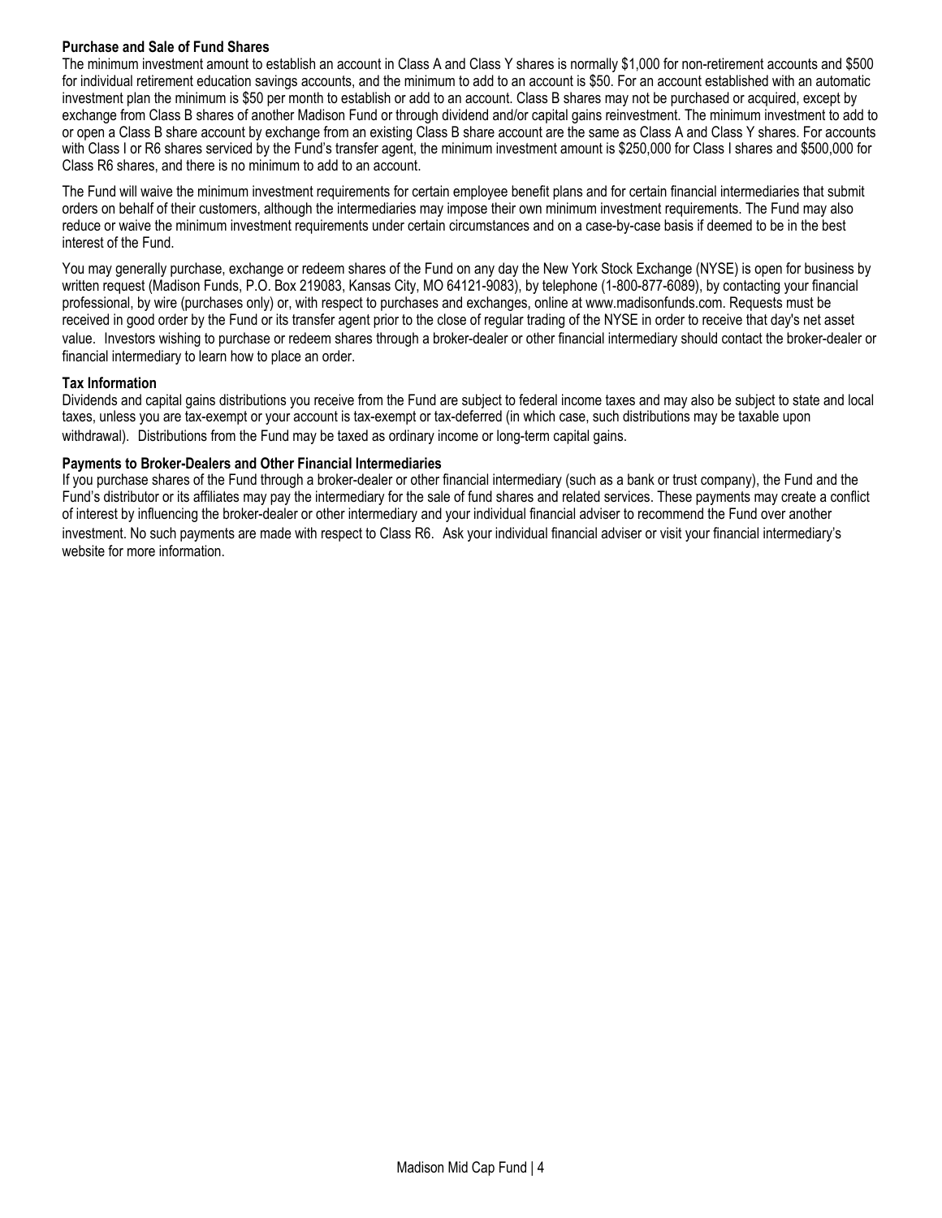**Purchase and Sale of Fund Shares**

The minimum investment amount to establish an account in Class A and Class Y shares is normally $1,000 for non-retirement accounts and $500 for individual retirement education savings accounts, and the minimum to add to an account is $50. For an account established with an automatic investment plan the minimum is $50 per month to establish or add to an account. Class B shares may not be purchased or acquired, except by exchange from Class B shares of another Madison Fund or through dividend and/or capital gains reinvestment. The minimum investment to add to or open a Class B share account by exchange from an existing Class B share account are the same as Class A and Class Y shares. For accounts with Class I or R6 shares serviced by the Fund's transfer agent, the minimum investment amount is $250,000 for Class I shares and $500,000 for Class R6 shares, and there is no minimum to add to an account.

The Fund will waive the minimum investment requirements for certain employee benefit plans and for certain financial intermediaries that submit orders on behalf of their customers, although the intermediaries may impose their own minimum investment requirements. The Fund may also reduce or waive the minimum investment requirements under certain circumstances and on a case-by-case basis if deemed to be in the best interest of the Fund.

You may generally purchase, exchange or redeem shares of the Fund on any day the New York Stock Exchange (NYSE) is open for business by written request (Madison Funds, P.O. Box 219083, Kansas City, MO 64121-9083), by telephone (1-800-877-6089), by contacting your financial professional, by wire (purchases only) or, with respect to purchases and exchanges, online at www.madisonfunds.com. Requests must be received in good order by the Fund or its transfer agent prior to the close of regular trading of the NYSE in order to receive that day's net asset value. Investors wishing to purchase or redeem shares through a broker-dealer or other financial intermediary should contact the broker-dealer or financial intermediary to learn how to place an order.

**Tax Information**

Dividends and capital gains distributions you receive from the Fund are subject to federal income taxes and may also be subject to state and local taxes, unless you are tax-exempt or your account is tax-exempt or tax-deferred (in which case, such distributions may be taxable upon withdrawal). Distributions from the Fund may be taxed as ordinary income or long-term capital gains.

**Payments to Broker-Dealers and Other Financial Intermediaries**

If you purchase shares of the Fund through a broker-dealer or other financial intermediary (such as a bank or trust company), the Fund and the Fund's distributor or its affiliates may pay the intermediary for the sale of fund shares and related services. These payments may create a conflict of interest by influencing the broker-dealer or other intermediary and your individual financial adviser to recommend the Fund over another investment. No such payments are made with respect to Class R6. Ask your individual financial adviser or visit your financial intermediary's website for more information.